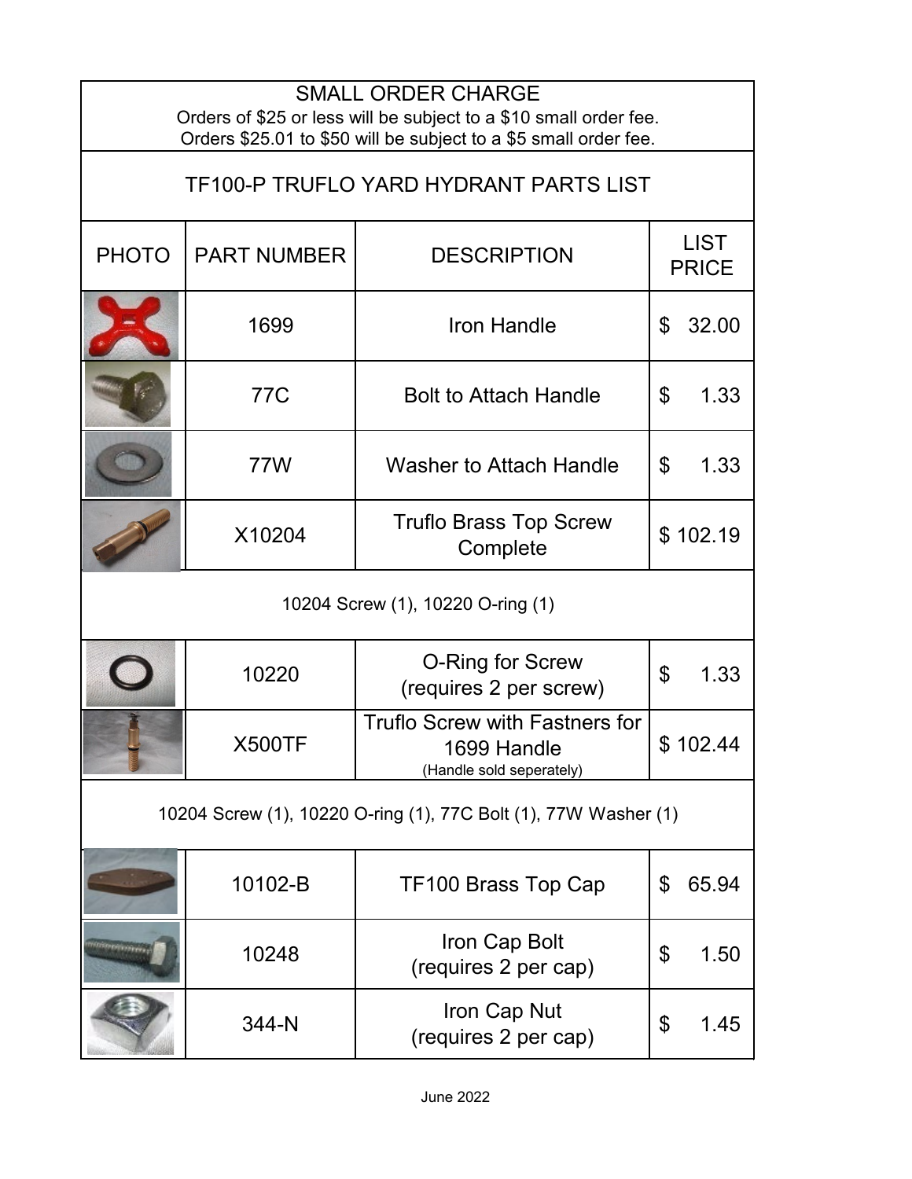SMALL ORDER CHARGE

Orders of $25 or less will be subject to a $10 small order fee.
Orders $25.01 to $50 will be subject to a $5 small order fee.

## TF100-P TRUFLO YARD HYDRANT PARTS LIST

| PHOTO | PART NUMBER | DESCRIPTION | LIST PRICE |
|---|---|---|---|
| | 1699 | Iron Handle | $ 32.00 |
| | 77C | Bolt to Attach Handle | $ 1.33 |
| | 77W | Washer to Attach Handle | $ 1.33 |
| | X10204 | Truflo Brass Top Screw Complete | $ 102.19 |
| 10204 Screw (1), 10220 O-ring (1) | | | |
| | 10220 | O-Ring for Screw (requires 2 per screw) | $ 1.33 |
| | X500TF | Truflo Screw with Fastners for 1699 Handle (Handle sold seperately) | $ 102.44 |
| 10204 Screw (1), 10220 O-ring (1), 77C Bolt (1), 77W Washer (1) | | | |
| | 10102-B | TF100 Brass Top Cap | $ 65.94 |
| | 10248 | Iron Cap Bolt (requires 2 per cap) | $ 1.50 |
| | 344-N | Iron Cap Nut (requires 2 per cap) | $ 1.45 |

June 2022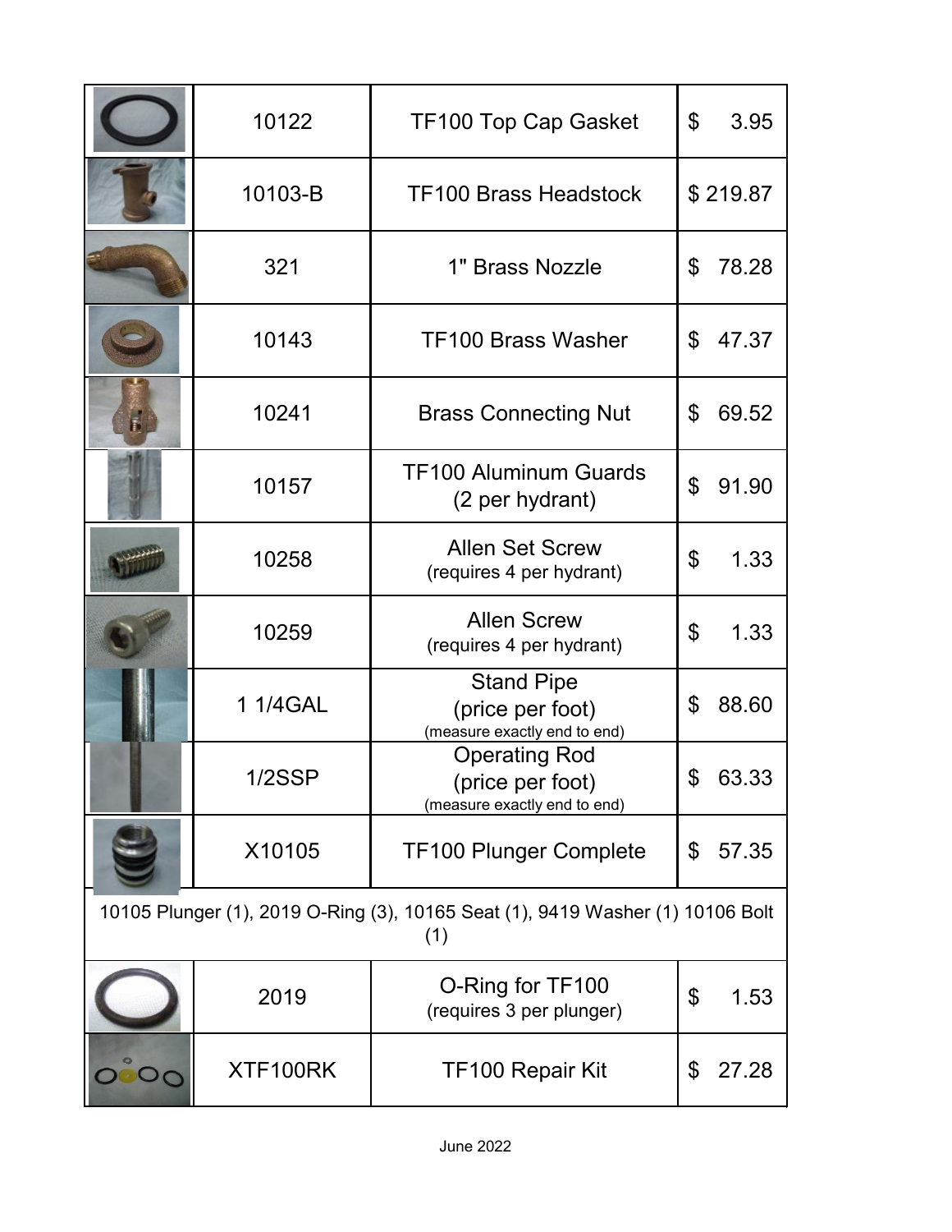| | | | |
|---|---|---|---|
| | 10122 | TF100 Top Cap Gasket | $ 3.95 |
| | 10103-B | TF100 Brass Headstock | $ 219.87 |
| | 321 | 1" Brass Nozzle | $ 78.28 |
| | 10143 | TF100 Brass Washer | $ 47.37 |
| | 10241 | Brass Connecting Nut | $ 69.52 |
| | 10157 | TF100 Aluminum Guards (2 per hydrant) | $ 91.90 |
| | 10258 | Allen Set Screw (requires 4 per hydrant) | $ 1.33 |
| | 10259 | Allen Screw (requires 4 per hydrant) | $ 1.33 |
| | 1 1/4GAL | Stand Pipe (price per foot) (measure exactly end to end) | $ 88.60 |
| | 1/2SSP | Operating Rod (price per foot) (measure exactly end to end) | $ 63.33 |
| | X10105 | TF100 Plunger Complete | $ 57.35 |
| 10105 Plunger (1), 2019 O-Ring (3), 10165 Seat (1), 9419 Washer (1) 10106 Bolt (1) | | | |
| | 2019 | O-Ring for TF100 (requires 3 per plunger) | $ 1.53 |
| | XTF100RK | TF100 Repair Kit | $ 27.28 |

June 2022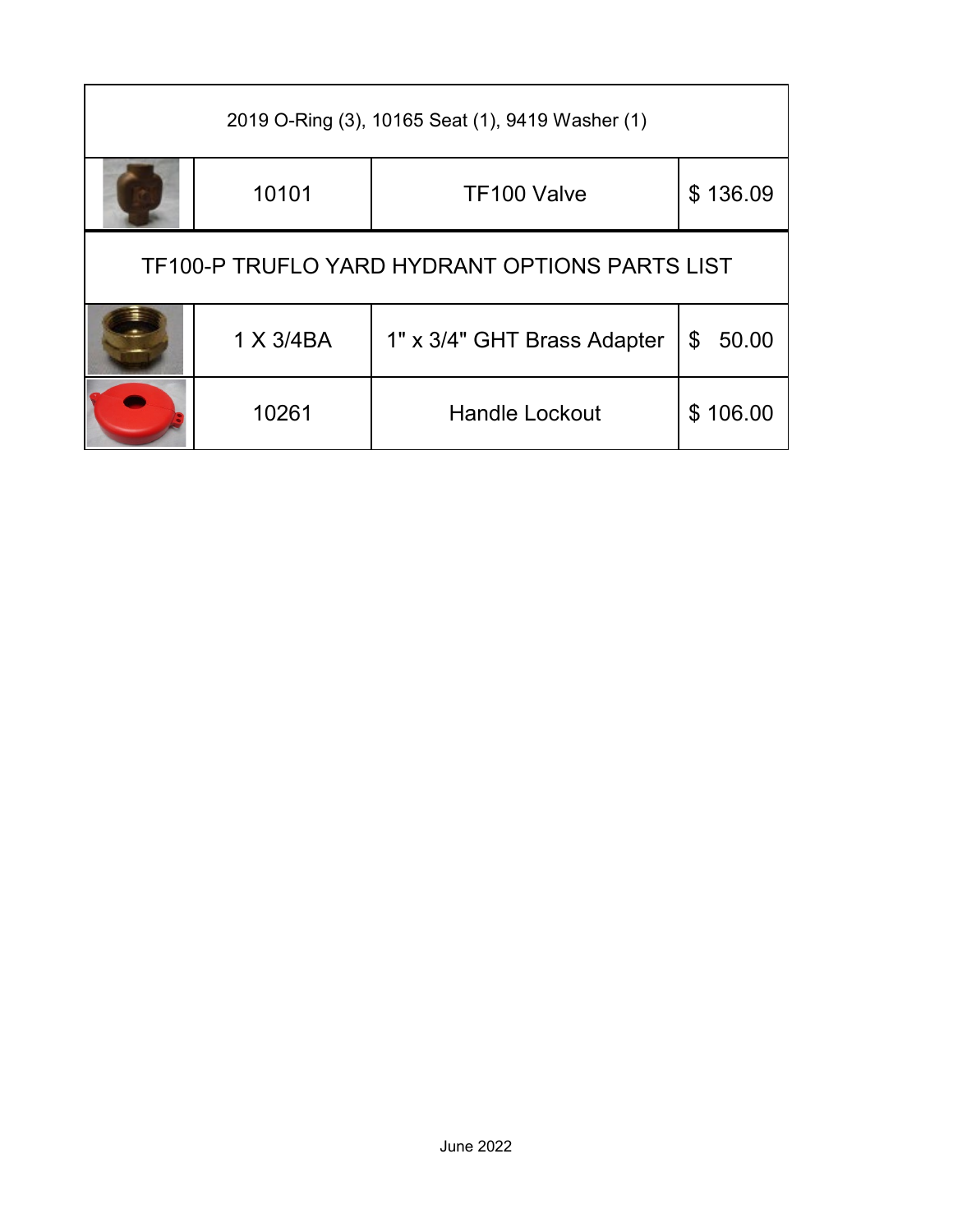| | | | |
|---|---|---|---|
| 2019 O-Ring (3), 10165 Seat (1), 9419 Washer (1) | | | |
| | 10101 | TF100 Valve | $ 136.09 |

## TF100-P TRUFLO YARD HYDRANT OPTIONS PARTS LIST

| | | | |
|---|---|---|---|
| | 1 X 3/4BA | 1" x 3/4" GHT Brass Adapter | $ 50.00 |
| | 10261 | Handle Lockout | $ 106.00 |

June 2022